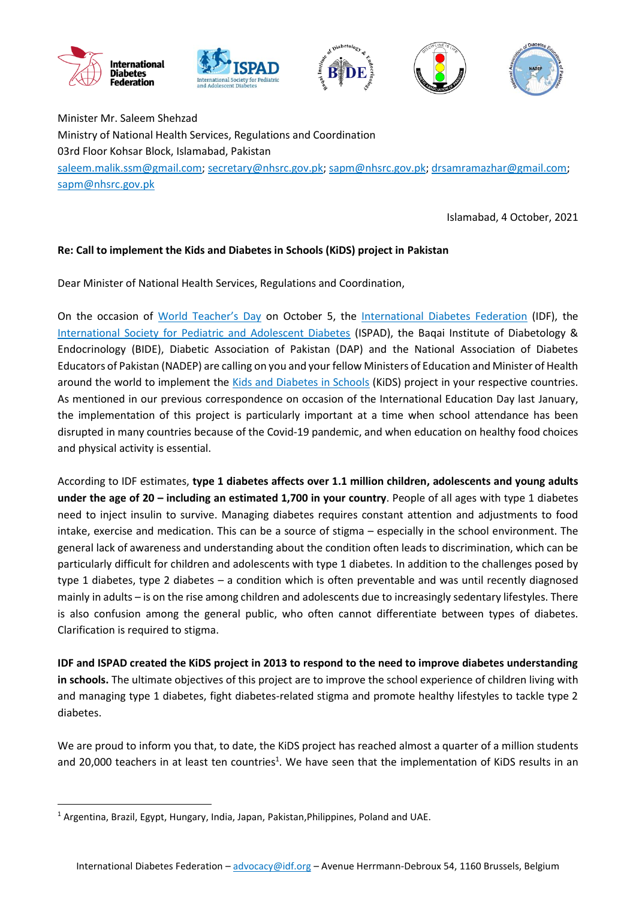Minister Mr. Saleem Shehzad
Ministry of National Health Services, Regulations and Coordination
03rd Floor Kohsar Block, Islamabad, Pakistan
saleem.malik.ssm@gmail.com; secretary@nhsrc.gov.pk; sapm@nhsrc.gov.pk; drsamramazhar@gmail.com; sapm@nhsrc.gov.pk

Islamabad, 4 October, 2021

**Re: Call to implement the Kids and Diabetes in Schools (KiDS) project in Pakistan**

Dear Minister of National Health Services, Regulations and Coordination,

On the occasion of World Teacher's Day on October 5, the International Diabetes Federation (IDF), the International Society for Pediatric and Adolescent Diabetes (ISPAD), the Baqai Institute of Diabetology & Endocrinology (BIDE), Diabetic Association of Pakistan (DAP) and the National Association of Diabetes Educators of Pakistan (NADEP) are calling on you and your fellow Ministers of Education and Minister of Health around the world to implement the Kids and Diabetes in Schools (KiDS) project in your respective countries. As mentioned in our previous correspondence on occasion of the International Education Day last January, the implementation of this project is particularly important at a time when school attendance has been disrupted in many countries because of the Covid-19 pandemic, and when education on healthy food choices and physical activity is essential.

According to IDF estimates, **type 1 diabetes affects over 1.1 million children, adolescents and young adults under the age of 20 – including an estimated 1,700 in your country**. People of all ages with type 1 diabetes need to inject insulin to survive. Managing diabetes requires constant attention and adjustments to food intake, exercise and medication. This can be a source of stigma – especially in the school environment. The general lack of awareness and understanding about the condition often leads to discrimination, which can be particularly difficult for children and adolescents with type 1 diabetes. In addition to the challenges posed by type 1 diabetes, type 2 diabetes – a condition which is often preventable and was until recently diagnosed mainly in adults – is on the rise among children and adolescents due to increasingly sedentary lifestyles. There is also confusion among the general public, who often cannot differentiate between types of diabetes. Clarification is required to stigma.

**IDF and ISPAD created the KiDS project in 2013 to respond to the need to improve diabetes understanding in schools.** The ultimate objectives of this project are to improve the school experience of children living with and managing type 1 diabetes, fight diabetes-related stigma and promote healthy lifestyles to tackle type 2 diabetes.

We are proud to inform you that, to date, the KiDS project has reached almost a quarter of a million students and 20,000 teachers in at least ten countries[1]. We have seen that the implementation of KiDS results in an

[1] Argentina, Brazil, Egypt, Hungary, India, Japan, Pakistan,Philippines, Poland and UAE.

International Diabetes Federation – advocacy@idf.org – Avenue Herrmann-Debroux 54, 1160 Brussels, Belgium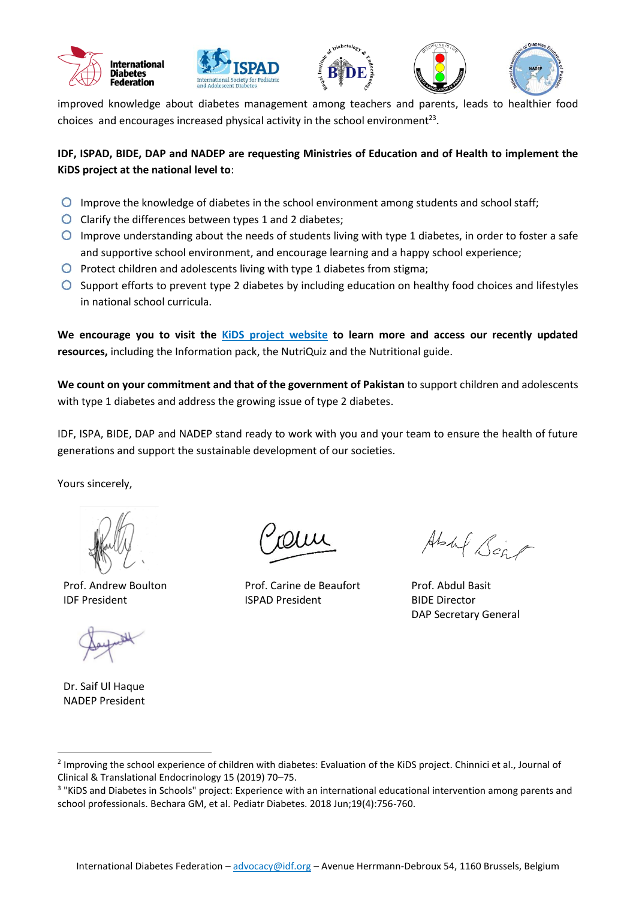improved knowledge about diabetes management among teachers and parents, leads to healthier food choices and encourages increased physical activity in the school environment[2,3].

**IDF, ISPAD, BIDE, DAP and NADEP are requesting Ministries of Education and of Health to implement the KiDS project at the national level to**:

- Improve the knowledge of diabetes in the school environment among students and school staff;
- Clarify the differences between types 1 and 2 diabetes;
- Improve understanding about the needs of students living with type 1 diabetes, in order to foster a safe and supportive school environment, and encourage learning and a happy school experience;
- Protect children and adolescents living with type 1 diabetes from stigma;
- Support efforts to prevent type 2 diabetes by including education on healthy food choices and lifestyles in national school curricula.

**We encourage you to visit the [KiDS project website](#) to learn more and access our recently updated resources,** including the Information pack, the NutriQuiz and the Nutritional guide.

**We count on your commitment and that of the government of Pakistan** to support children and adolescents with type 1 diabetes and address the growing issue of type 2 diabetes.

IDF, ISPA, BIDE, DAP and NADEP stand ready to work with you and your team to ensure the health of future generations and support the sustainable development of our societies.

Yours sincerely,

Prof. Andrew Boulton
IDF President

Prof. Carine de Beaufort
ISPAD President

Prof. Abdul Basit
BIDE Director
DAP Secretary General

Dr. Saif Ul Haque
NADEP President

---

[2] Improving the school experience of children with diabetes: Evaluation of the KiDS project. Chinnici et al., Journal of Clinical & Translational Endocrinology 15 (2019) 70–75.

[3] "KiDS and Diabetes in Schools" project: Experience with an international educational intervention among parents and school professionals. Bechara GM, et al. Pediatr Diabetes. 2018 Jun;19(4):756-760.

International Diabetes Federation – advocacy@idf.org – Avenue Herrmann-Debroux 54, 1160 Brussels, Belgium